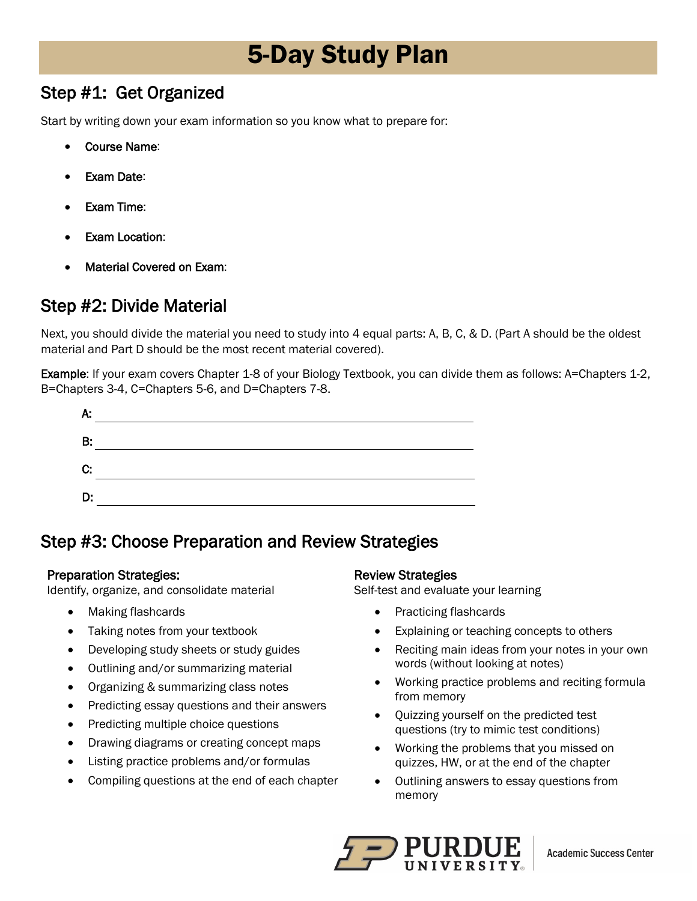# 5-Day Study Plan

## Step #1: Get Organized

Start by writing down your exam information so you know what to prepare for:

- **Course Name**:
- **Exam Date**:
- **Exam Time**:
- **Exam Location**:
- **Material Covered on Exam**:

## Step #2: Divide Material

Next, you should divide the material you need to study into 4 equal parts: A, B, C, & D. (Part A should be the oldest material and Part D should be the most recent material covered).

**Example**: If your exam covers Chapter 1-8 of your Biology Textbook, you can divide them as follows: A=Chapters 1-2, B=Chapters 3-4, C=Chapters 5-6, and D=Chapters 7-8.

A: ______________________________

B: ______________________________

C: ______________________________

D: ______________________________

## Step #3: Choose Preparation and Review Strategies

### Preparation Strategies:

Identify, organize, and consolidate material

- Making flashcards
- Taking notes from your textbook
- Developing study sheets or study guides
- Outlining and/or summarizing material
- Organizing & summarizing class notes
- Predicting essay questions and their answers
- Predicting multiple choice questions
- Drawing diagrams or creating concept maps
- Listing practice problems and/or formulas
- Compiling questions at the end of each chapter

### Review Strategies

Self-test and evaluate your learning

- Practicing flashcards
- Explaining or teaching concepts to others
- Reciting main ideas from your notes in your own words (without looking at notes)
- Working practice problems and reciting formula from memory
- Quizzing yourself on the predicted test questions (try to mimic test conditions)
- Working the problems that you missed on quizzes, HW, or at the end of the chapter
- Outlining answers to essay questions from memory

Purdue University | Academic Success Center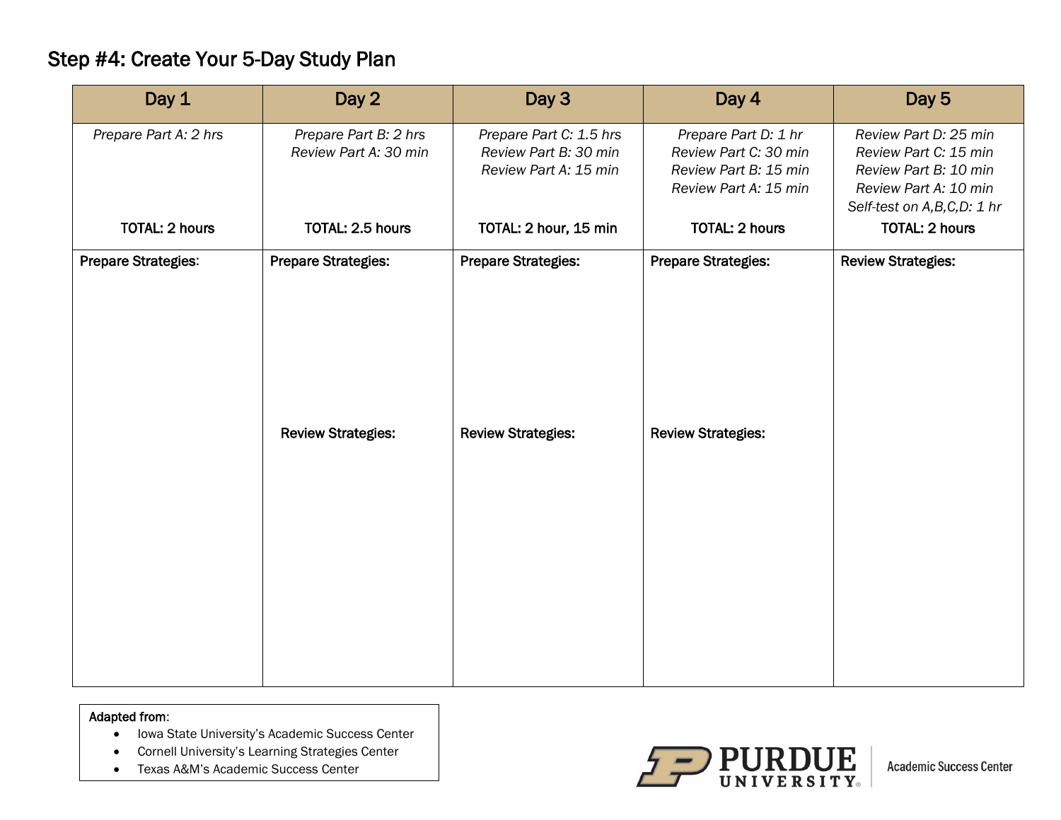## Step #4: Create Your 5-Day Study Plan

| Day 1 | Day 2 | Day 3 | Day 4 | Day 5 |
|---|---|---|---|---|
| *Prepare Part A: 2 hrs*<br><br>**TOTAL: 2 hours** | *Prepare Part B: 2 hrs*<br>*Review Part A: 30 min*<br><br>**TOTAL: 2.5 hours** | *Prepare Part C: 1.5 hrs*<br>*Review Part B: 30 min*<br>*Review Part A: 15 min*<br><br>**TOTAL: 2 hour, 15 min** | *Prepare Part D: 1 hr*<br>*Review Part C: 30 min*<br>*Review Part B: 15 min*<br>*Review Part A: 15 min*<br><br>**TOTAL: 2 hours** | *Review Part D: 25 min*<br>*Review Part C: 15 min*<br>*Review Part B: 10 min*<br>*Review Part A: 10 min*<br>*Self-test on A,B,C,D: 1 hr*<br>**TOTAL: 2 hours** |
| **Prepare Strategies:** | **Prepare Strategies:**<br><br><br><br>**Review Strategies:** | **Prepare Strategies:**<br><br><br><br>**Review Strategies:** | **Prepare Strategies:**<br><br><br><br>**Review Strategies:** | **Review Strategies:** |

Adapted from:

- Iowa State University's Academic Success Center
- Cornell University's Learning Strategies Center
- Texas A&M's Academic Success Center

PURDUE UNIVERSITY | Academic Success Center